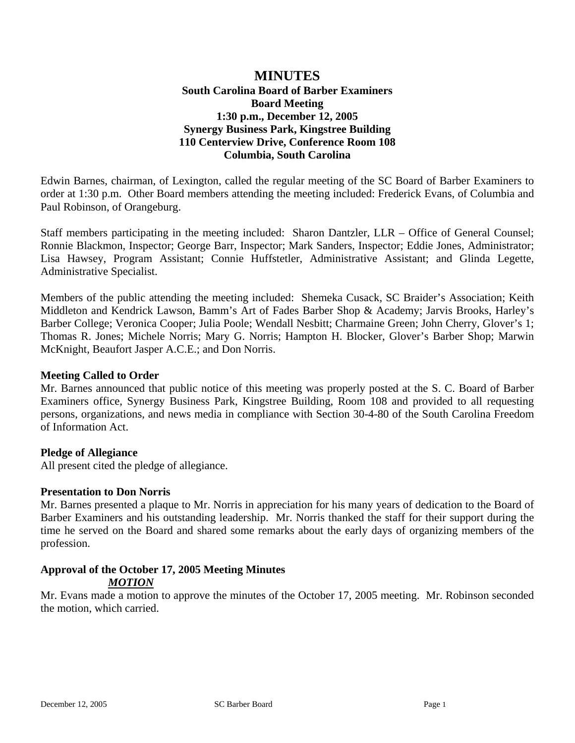# MINUTES

**South Carolina Board of Barber Examiners**
**Board Meeting**
**1:30 p.m., December 12, 2005**
**Synergy Business Park, Kingstree Building**
**110 Centerview Drive, Conference Room 108**
**Columbia, South Carolina**

Edwin Barnes, chairman, of Lexington, called the regular meeting of the SC Board of Barber Examiners to order at 1:30 p.m. Other Board members attending the meeting included: Frederick Evans, of Columbia and Paul Robinson, of Orangeburg.

Staff members participating in the meeting included: Sharon Dantzler, LLR – Office of General Counsel; Ronnie Blackmon, Inspector; George Barr, Inspector; Mark Sanders, Inspector; Eddie Jones, Administrator; Lisa Hawsey, Program Assistant; Connie Huffstetler, Administrative Assistant; and Glinda Legette, Administrative Specialist.

Members of the public attending the meeting included: Shemeka Cusack, SC Braider's Association; Keith Middleton and Kendrick Lawson, Bamm's Art of Fades Barber Shop & Academy; Jarvis Brooks, Harley's Barber College; Veronica Cooper; Julia Poole; Wendall Nesbitt; Charmaine Green; John Cherry, Glover's 1; Thomas R. Jones; Michele Norris; Mary G. Norris; Hampton H. Blocker, Glover's Barber Shop; Marwin McKnight, Beaufort Jasper A.C.E.; and Don Norris.

**Meeting Called to Order**

Mr. Barnes announced that public notice of this meeting was properly posted at the S. C. Board of Barber Examiners office, Synergy Business Park, Kingstree Building, Room 108 and provided to all requesting persons, organizations, and news media in compliance with Section 30-4-80 of the South Carolina Freedom of Information Act.

**Pledge of Allegiance**

All present cited the pledge of allegiance.

**Presentation to Don Norris**

Mr. Barnes presented a plaque to Mr. Norris in appreciation for his many years of dedication to the Board of Barber Examiners and his outstanding leadership. Mr. Norris thanked the staff for their support during the time he served on the Board and shared some remarks about the early days of organizing members of the profession.

**Approval of the October 17, 2005 Meeting Minutes**

***MOTION***

Mr. Evans made a motion to approve the minutes of the October 17, 2005 meeting. Mr. Robinson seconded the motion, which carried.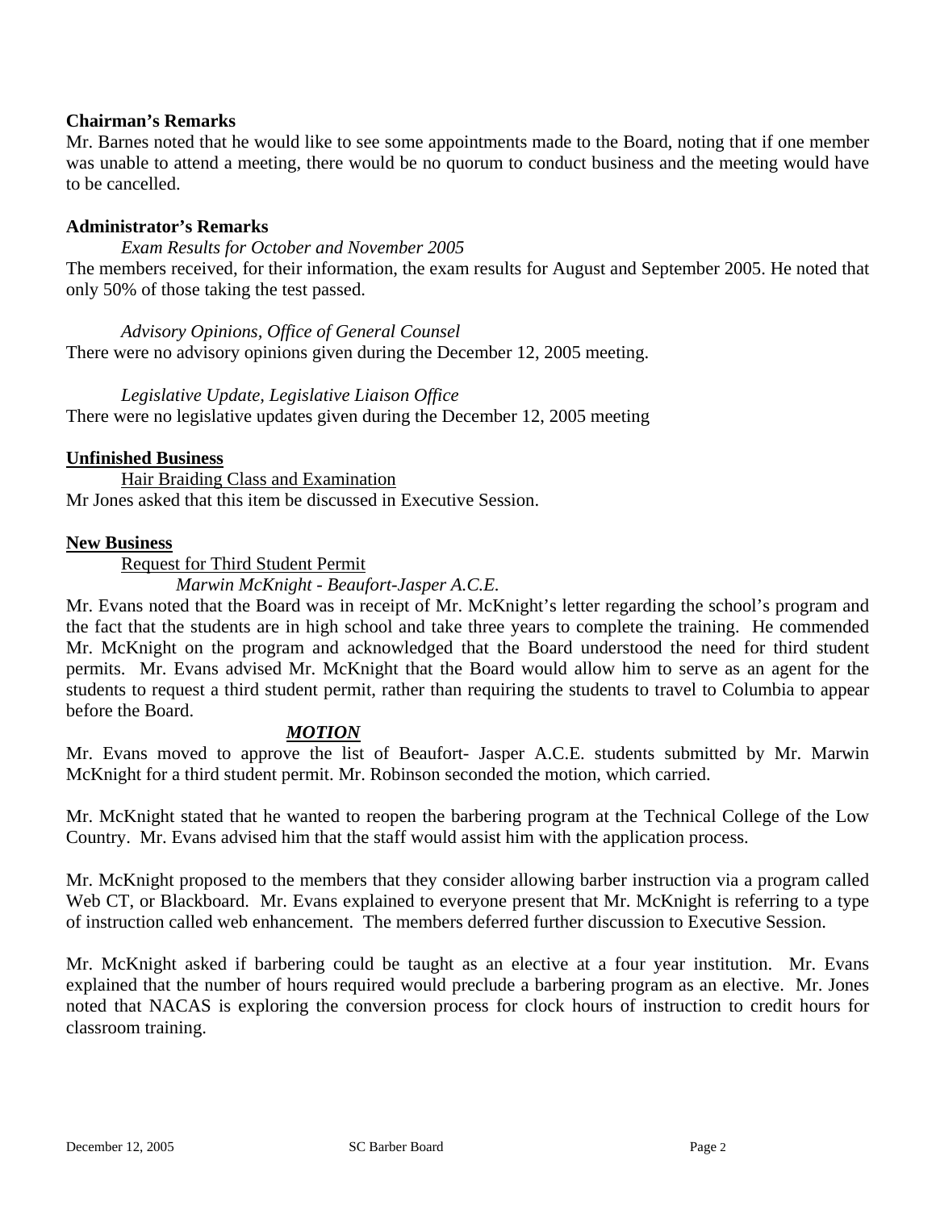**Chairman's Remarks**

Mr. Barnes noted that he would like to see some appointments made to the Board, noting that if one member was unable to attend a meeting, there would be no quorum to conduct business and the meeting would have to be cancelled.

**Administrator's Remarks**

*Exam Results for October and November 2005*

The members received, for their information, the exam results for August and September 2005. He noted that only 50% of those taking the test passed.

*Advisory Opinions, Office of General Counsel*

There were no advisory opinions given during the December 12, 2005 meeting.

*Legislative Update, Legislative Liaison Office*

There were no legislative updates given during the December 12, 2005 meeting

**Unfinished Business**

Hair Braiding Class and Examination

Mr Jones asked that this item be discussed in Executive Session.

**New Business**

Request for Third Student Permit

*Marwin McKnight - Beaufort-Jasper A.C.E.*

Mr. Evans noted that the Board was in receipt of Mr. McKnight's letter regarding the school's program and the fact that the students are in high school and take three years to complete the training. He commended Mr. McKnight on the program and acknowledged that the Board understood the need for third student permits. Mr. Evans advised Mr. McKnight that the Board would allow him to serve as an agent for the students to request a third student permit, rather than requiring the students to travel to Columbia to appear before the Board.

***MOTION***

Mr. Evans moved to approve the list of Beaufort- Jasper A.C.E. students submitted by Mr. Marwin McKnight for a third student permit. Mr. Robinson seconded the motion, which carried.

Mr. McKnight stated that he wanted to reopen the barbering program at the Technical College of the Low Country. Mr. Evans advised him that the staff would assist him with the application process.

Mr. McKnight proposed to the members that they consider allowing barber instruction via a program called Web CT, or Blackboard. Mr. Evans explained to everyone present that Mr. McKnight is referring to a type of instruction called web enhancement. The members deferred further discussion to Executive Session.

Mr. McKnight asked if barbering could be taught as an elective at a four year institution. Mr. Evans explained that the number of hours required would preclude a barbering program as an elective. Mr. Jones noted that NACAS is exploring the conversion process for clock hours of instruction to credit hours for classroom training.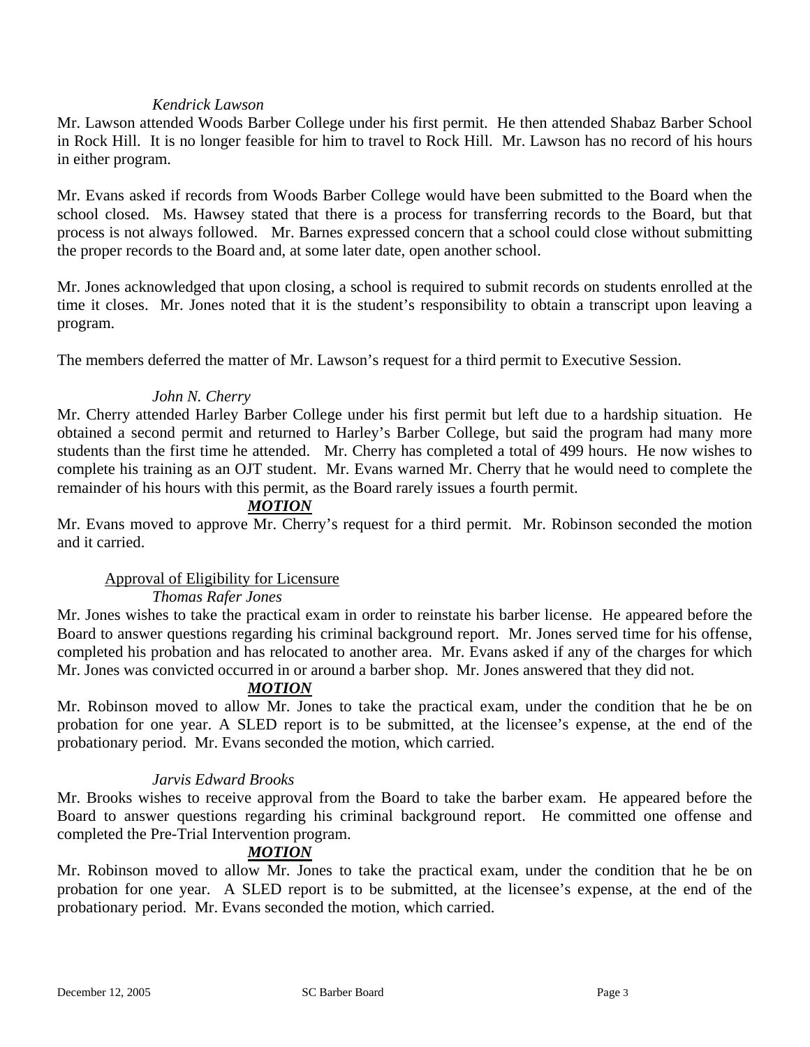*Kendrick Lawson*

Mr. Lawson attended Woods Barber College under his first permit. He then attended Shabaz Barber School in Rock Hill. It is no longer feasible for him to travel to Rock Hill. Mr. Lawson has no record of his hours in either program.

Mr. Evans asked if records from Woods Barber College would have been submitted to the Board when the school closed. Ms. Hawsey stated that there is a process for transferring records to the Board, but that process is not always followed. Mr. Barnes expressed concern that a school could close without submitting the proper records to the Board and, at some later date, open another school.

Mr. Jones acknowledged that upon closing, a school is required to submit records on students enrolled at the time it closes. Mr. Jones noted that it is the student's responsibility to obtain a transcript upon leaving a program.

The members deferred the matter of Mr. Lawson's request for a third permit to Executive Session.

*John N. Cherry*

Mr. Cherry attended Harley Barber College under his first permit but left due to a hardship situation. He obtained a second permit and returned to Harley's Barber College, but said the program had many more students than the first time he attended. Mr. Cherry has completed a total of 499 hours. He now wishes to complete his training as an OJT student. Mr. Evans warned Mr. Cherry that he would need to complete the remainder of his hours with this permit, as the Board rarely issues a fourth permit.

***MOTION***

Mr. Evans moved to approve Mr. Cherry's request for a third permit. Mr. Robinson seconded the motion and it carried.

Approval of Eligibility for Licensure

*Thomas Rafer Jones*

Mr. Jones wishes to take the practical exam in order to reinstate his barber license. He appeared before the Board to answer questions regarding his criminal background report. Mr. Jones served time for his offense, completed his probation and has relocated to another area. Mr. Evans asked if any of the charges for which Mr. Jones was convicted occurred in or around a barber shop. Mr. Jones answered that they did not.

***MOTION***

Mr. Robinson moved to allow Mr. Jones to take the practical exam, under the condition that he be on probation for one year. A SLED report is to be submitted, at the licensee's expense, at the end of the probationary period. Mr. Evans seconded the motion, which carried.

*Jarvis Edward Brooks*

Mr. Brooks wishes to receive approval from the Board to take the barber exam. He appeared before the Board to answer questions regarding his criminal background report. He committed one offense and completed the Pre-Trial Intervention program.

***MOTION***

Mr. Robinson moved to allow Mr. Jones to take the practical exam, under the condition that he be on probation for one year. A SLED report is to be submitted, at the licensee's expense, at the end of the probationary period. Mr. Evans seconded the motion, which carried.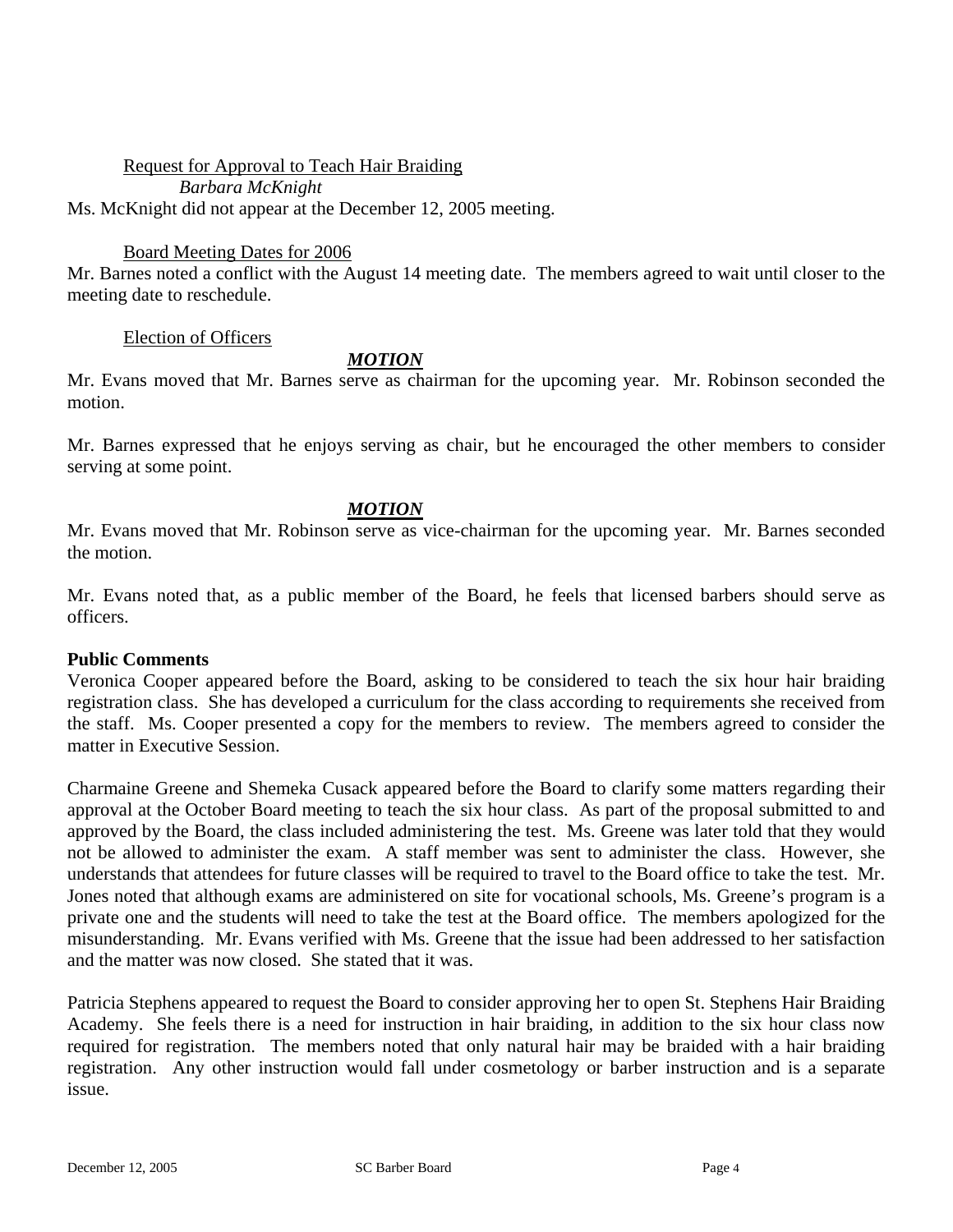Request for Approval to Teach Hair Braiding

*Barbara McKnight*

Ms. McKnight did not appear at the December 12, 2005 meeting.

Board Meeting Dates for 2006

Mr. Barnes noted a conflict with the August 14 meeting date. The members agreed to wait until closer to the meeting date to reschedule.

Election of Officers

***MOTION***

Mr. Evans moved that Mr. Barnes serve as chairman for the upcoming year. Mr. Robinson seconded the motion.

Mr. Barnes expressed that he enjoys serving as chair, but he encouraged the other members to consider serving at some point.

***MOTION***

Mr. Evans moved that Mr. Robinson serve as vice-chairman for the upcoming year. Mr. Barnes seconded the motion.

Mr. Evans noted that, as a public member of the Board, he feels that licensed barbers should serve as officers.

**Public Comments**

Veronica Cooper appeared before the Board, asking to be considered to teach the six hour hair braiding registration class. She has developed a curriculum for the class according to requirements she received from the staff. Ms. Cooper presented a copy for the members to review. The members agreed to consider the matter in Executive Session.

Charmaine Greene and Shemeka Cusack appeared before the Board to clarify some matters regarding their approval at the October Board meeting to teach the six hour class. As part of the proposal submitted to and approved by the Board, the class included administering the test. Ms. Greene was later told that they would not be allowed to administer the exam. A staff member was sent to administer the class. However, she understands that attendees for future classes will be required to travel to the Board office to take the test. Mr. Jones noted that although exams are administered on site for vocational schools, Ms. Greene's program is a private one and the students will need to take the test at the Board office. The members apologized for the misunderstanding. Mr. Evans verified with Ms. Greene that the issue had been addressed to her satisfaction and the matter was now closed. She stated that it was.

Patricia Stephens appeared to request the Board to consider approving her to open St. Stephens Hair Braiding Academy. She feels there is a need for instruction in hair braiding, in addition to the six hour class now required for registration. The members noted that only natural hair may be braided with a hair braiding registration. Any other instruction would fall under cosmetology or barber instruction and is a separate issue.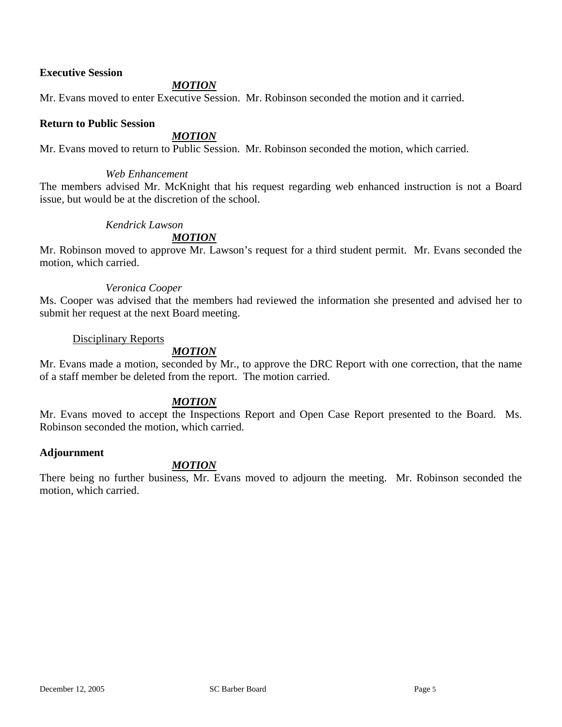**Executive Session**

***MOTION***

Mr. Evans moved to enter Executive Session. Mr. Robinson seconded the motion and it carried.

**Return to Public Session**

***MOTION***

Mr. Evans moved to return to Public Session. Mr. Robinson seconded the motion, which carried.

*Web Enhancement*

The members advised Mr. McKnight that his request regarding web enhanced instruction is not a Board issue, but would be at the discretion of the school.

*Kendrick Lawson*

***MOTION***

Mr. Robinson moved to approve Mr. Lawson's request for a third student permit. Mr. Evans seconded the motion, which carried.

*Veronica Cooper*

Ms. Cooper was advised that the members had reviewed the information she presented and advised her to submit her request at the next Board meeting.

Disciplinary Reports

***MOTION***

Mr. Evans made a motion, seconded by Mr., to approve the DRC Report with one correction, that the name of a staff member be deleted from the report. The motion carried.

***MOTION***

Mr. Evans moved to accept the Inspections Report and Open Case Report presented to the Board. Ms. Robinson seconded the motion, which carried.

**Adjournment**

***MOTION***

There being no further business, Mr. Evans moved to adjourn the meeting. Mr. Robinson seconded the motion, which carried.